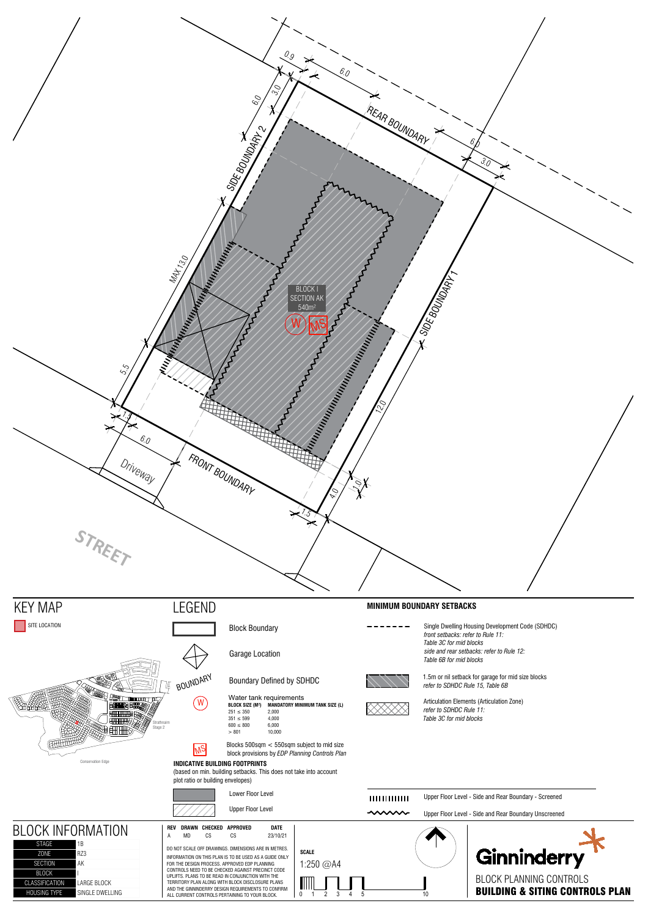REAR BOUNDARY

SIDE BOUNDARY 2

SIDE BOUNDARY 1

FRONT BOUNDARY

Driveway

STREET

0.9 — 6.0 — 3.0 — 6.0 — 6.0 — 3.0 — MAX 13.0 — 5.5 — 1.5 — 6.0 — 12.0 — 1.0 — 4.0 — 1.5

BLOCK I
SECTION AK
540m²

W MS

## KEY MAP

SITE LOCATION

Strathnairn Stage 2

Conservation Edge

## LEGEND

Block Boundary

Garage Location

BOUNDARY — Boundary Defined by SDHDC

W — Water tank requirements

| BLOCK SIZE (M²) | MANDATORY MINIMUM TANK SIZE (L) |
|---|---|
| 251 ≤ 350 | 2,000 |
| 351 ≤ 599 | 4,000 |
| 600 ≤ 800 | 6,000 |
| > 801 | 10,000 |

MS — Blocks 500sqm < 550sqm subject to mid size block provisions by *EDP Planning Controls Plan*

**INDICATIVE BUILDING FOOTPRINTS**
(based on min. building setbacks. This does not take into account plot ratio or building envelopes)

Lower Floor Level

Upper Floor Level

## MINIMUM BOUNDARY SETBACKS

Single Dwelling Housing Development Code (SDHDC)
*front setbacks: refer to Rule 11: Table 3C for mid blocks*
*side and rear setbacks: refer to Rule 12: Table 6B for mid blocks*

1.5m or nil setback for garage for mid size blocks
*refer to SDHDC Rule 15, Table 6B*

Articulation Elements (Articulation Zone)
*refer to SDHDC Rule 11: Table 3C for mid blocks*

Upper Floor Level - Side and Rear Boundary - Screened

Upper Floor Level - Side and Rear Boundary Unscreened

## BLOCK INFORMATION

| | |
|---|---|
| STAGE | 1B |
| ZONE | RZ3 |
| SECTION | AK |
| BLOCK | I |
| CLASSIFICATION | LARGE BLOCK |
| HOUSING TYPE | SINGLE DWELLING |

| REV | DRAWN | CHECKED | APPROVED | DATE |
|---|---|---|---|---|
| A | MD | CS | CS | 23/10/21 |

DO NOT SCALE OFF DRAWINGS. DIMENSIONS ARE IN METRES.
INFORMATION ON THIS PLAN IS TO BE USED AS A GUIDE ONLY FOR THE DESIGN PROCESS. APPROVED EDP PLANNING CONTROLS NEED TO BE CHECKED AGAINST PRECINCT CODE UPLIFTS. PLANS TO BE READ IN CONJUNCTION WITH THE TERRITORY PLAN ALONG WITH BLOCK DISCLOSURE PLANS AND THE GINNINDERRY DESIGN REQUIREMENTS TO CONFIRM ALL CURRENT CONTROLS PERTAINING TO YOUR BLOCK.

**SCALE**
1:250 @A4

0 1 2 3 4 5 10

Ginninderry

BLOCK PLANNING CONTROLS
**BUILDING & SITING CONTROLS PLAN**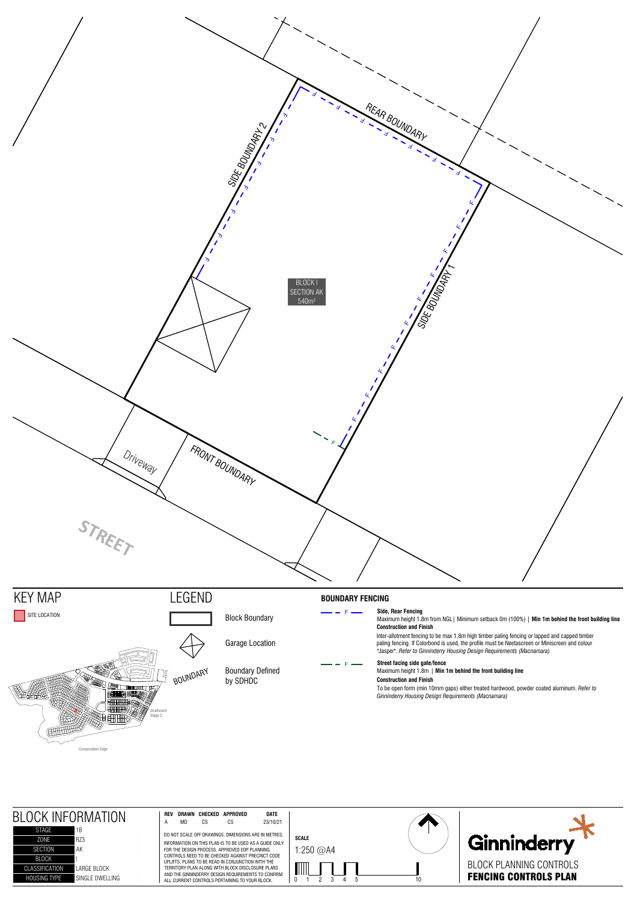REAR BOUNDARY

SIDE BOUNDARY 2

SIDE BOUNDARY 1

BLOCK I
SECTION AK
540m²

Driveway

FRONT BOUNDARY

STREET

## KEY MAP

SITE LOCATION

Strathnairn Stage 2

Conservation Edge

## LEGEND

Block Boundary

Garage Location

BOUNDARY — Boundary Defined by SDHDC

## BOUNDARY FENCING

**Side, Rear Fencing**

Maximum height 1.8m from NGL | Minimum setback 0m (100%) | **Min 1m behind the front building line**

**Construction and Finish**

Inter-allotment fencing to be max 1.8m high timber paling fencing or lapped and capped timber paling fencing. If Colorbond is used, the profile must be Neetascreen or Miniscreen and colour "Jasper". *Refer to Ginninderry Housing Design Requirements (Macnamara)*

**Street facing side gate/fence**

Maximum height 1.8m | **Min 1m behind the front building line**

**Construction and Finish**

To be open form (min 10mm gaps) either treated hardwood, powder coated aluminum. *Refer to Ginninderry Housing Design Requirements (Macnamara)*

## BLOCK INFORMATION

| | |
|---|---|
| STAGE | 1B |
| ZONE | RZ3 |
| SECTION | AK |
| BLOCK | I |
| CLASSIFICATION | LARGE BLOCK |
| HOUSING TYPE | SINGLE DWELLING |

| REV | DRAWN | CHECKED | APPROVED | DATE |
|---|---|---|---|---|
| A | MD | CS | CS | 23/10/21 |

DO NOT SCALE OFF DRAWINGS. DIMENSIONS ARE IN METRES.

INFORMATION ON THIS PLAN IS TO BE USED AS A GUIDE ONLY FOR THE DESIGN PROCESS. APPROVED EDP PLANNING CONTROLS NEED TO BE CHECKED AGAINST PRECINCT CODE UPLIFTS. PLANS TO BE READ IN CONJUNCTION WITH THE TERRITORY PLAN ALONG WITH BLOCK DISCLOSURE PLANS AND THE GINNINDERRY DESIGN REQUIREMENTS TO CONFIRM ALL CURRENT CONTROLS PERTAINING TO YOUR BLOCK.

**SCALE**

1:250 @A4

0 1 2 3 4 5 10

Ginninderry

BLOCK PLANNING CONTROLS

**FENCING CONTROLS PLAN**